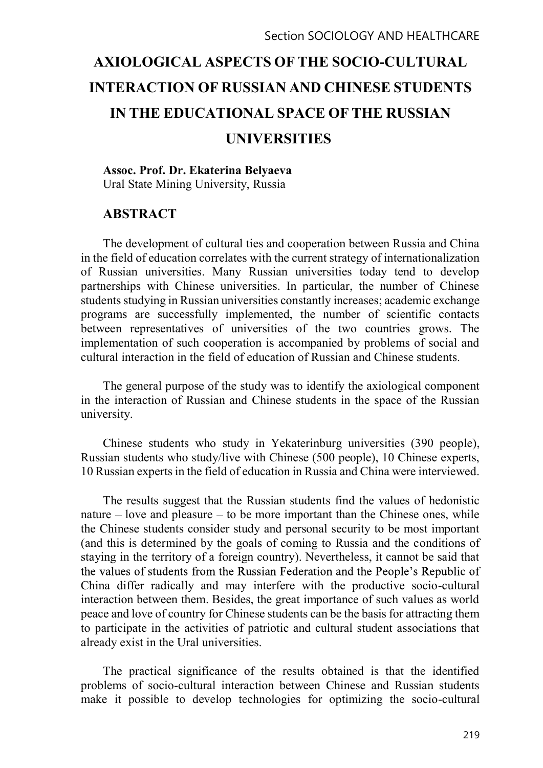# AXIOLOGICAL ASPECTS OF THE SOCIO-CULTURAL INTERACTION OF RUSSIAN AND CHINESE STUDENTS IN THE EDUCATIONAL SPACE OF THE RUSSIAN UNIVERSITIES

**Assoc. Prof. Dr. Ekaterina Belyaeva**
Ural State Mining University, Russia

## ABSTRACT

The development of cultural ties and cooperation between Russia and China in the field of education correlates with the current strategy of internationalization of Russian universities. Many Russian universities today tend to develop partnerships with Chinese universities. In particular, the number of Chinese students studying in Russian universities constantly increases; academic exchange programs are successfully implemented, the number of scientific contacts between representatives of universities of the two countries grows. The implementation of such cooperation is accompanied by problems of social and cultural interaction in the field of education of Russian and Chinese students.

The general purpose of the study was to identify the axiological component in the interaction of Russian and Chinese students in the space of the Russian university.

Chinese students who study in Yekaterinburg universities (390 people), Russian students who study/live with Chinese (500 people), 10 Chinese experts, 10 Russian experts in the field of education in Russia and China were interviewed.

The results suggest that the Russian students find the values of hedonistic nature – love and pleasure – to be more important than the Chinese ones, while the Chinese students consider study and personal security to be most important (and this is determined by the goals of coming to Russia and the conditions of staying in the territory of a foreign country). Nevertheless, it cannot be said that the values of students from the Russian Federation and the People's Republic of China differ radically and may interfere with the productive socio-cultural interaction between them. Besides, the great importance of such values as world peace and love of country for Chinese students can be the basis for attracting them to participate in the activities of patriotic and cultural student associations that already exist in the Ural universities.

The practical significance of the results obtained is that the identified problems of socio-cultural interaction between Chinese and Russian students make it possible to develop technologies for optimizing the socio-cultural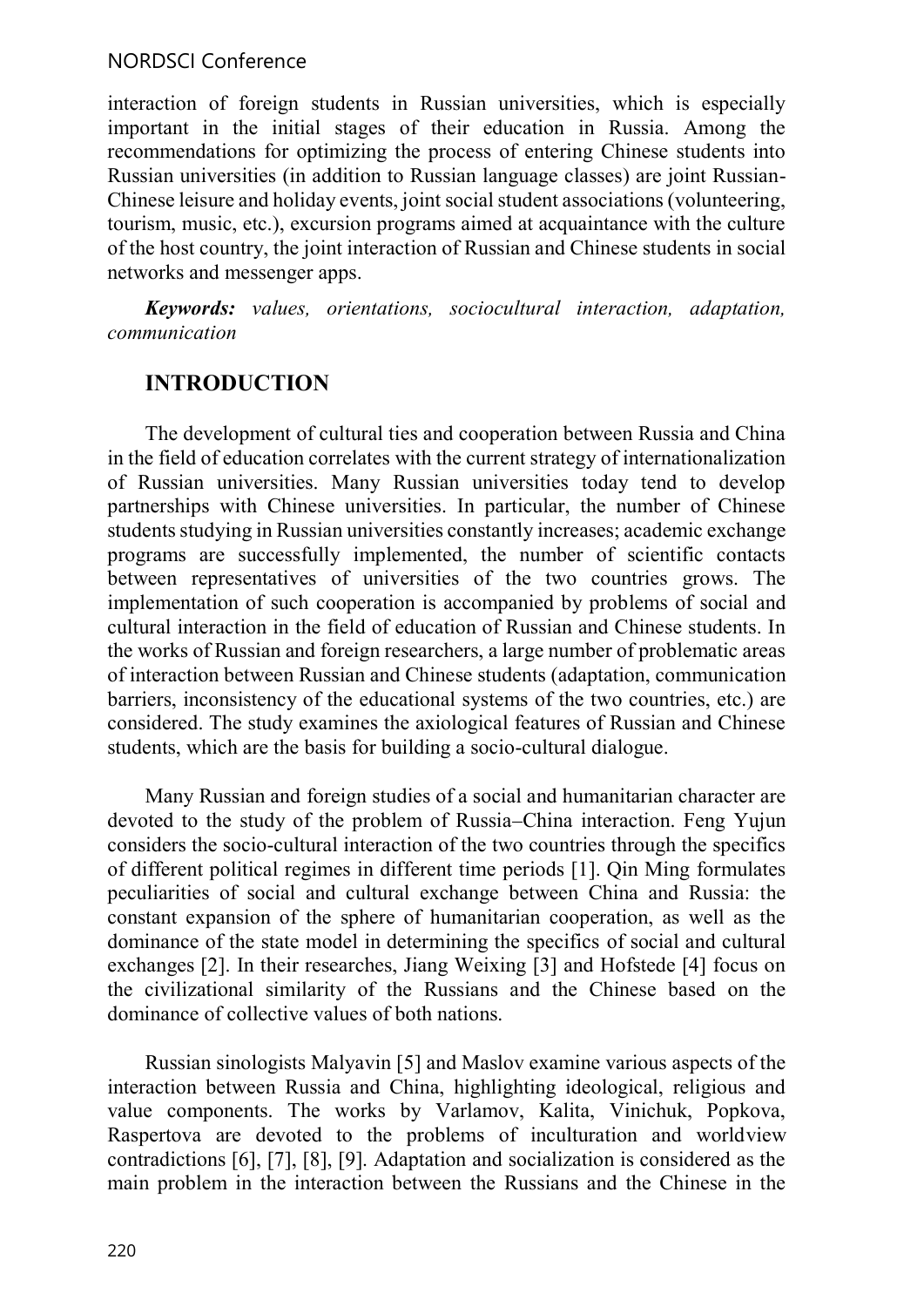interaction of foreign students in Russian universities, which is especially important in the initial stages of their education in Russia. Among the recommendations for optimizing the process of entering Chinese students into Russian universities (in addition to Russian language classes) are joint Russian-Chinese leisure and holiday events, joint social student associations (volunteering, tourism, music, etc.), excursion programs aimed at acquaintance with the culture of the host country, the joint interaction of Russian and Chinese students in social networks and messenger apps.

***Keywords:*** *values, orientations, sociocultural interaction, adaptation, communication*

## INTRODUCTION

The development of cultural ties and cooperation between Russia and China in the field of education correlates with the current strategy of internationalization of Russian universities. Many Russian universities today tend to develop partnerships with Chinese universities. In particular, the number of Chinese students studying in Russian universities constantly increases; academic exchange programs are successfully implemented, the number of scientific contacts between representatives of universities of the two countries grows. The implementation of such cooperation is accompanied by problems of social and cultural interaction in the field of education of Russian and Chinese students. In the works of Russian and foreign researchers, a large number of problematic areas of interaction between Russian and Chinese students (adaptation, communication barriers, inconsistency of the educational systems of the two countries, etc.) are considered. The study examines the axiological features of Russian and Chinese students, which are the basis for building a socio-cultural dialogue.

Many Russian and foreign studies of a social and humanitarian character are devoted to the study of the problem of Russia–China interaction. Feng Yujun considers the socio-cultural interaction of the two countries through the specifics of different political regimes in different time periods [1]. Qin Ming formulates peculiarities of social and cultural exchange between China and Russia: the constant expansion of the sphere of humanitarian cooperation, as well as the dominance of the state model in determining the specifics of social and cultural exchanges [2]. In their researches, Jiang Weixing [3] and Hofstede [4] focus on the civilizational similarity of the Russians and the Chinese based on the dominance of collective values of both nations.

Russian sinologists Malyavin [5] and Maslov examine various aspects of the interaction between Russia and China, highlighting ideological, religious and value components. The works by Varlamov, Kalita, Vinichuk, Popkova, Raspertova are devoted to the problems of inculturation and worldview contradictions [6], [7], [8], [9]. Adaptation and socialization is considered as the main problem in the interaction between the Russians and the Chinese in the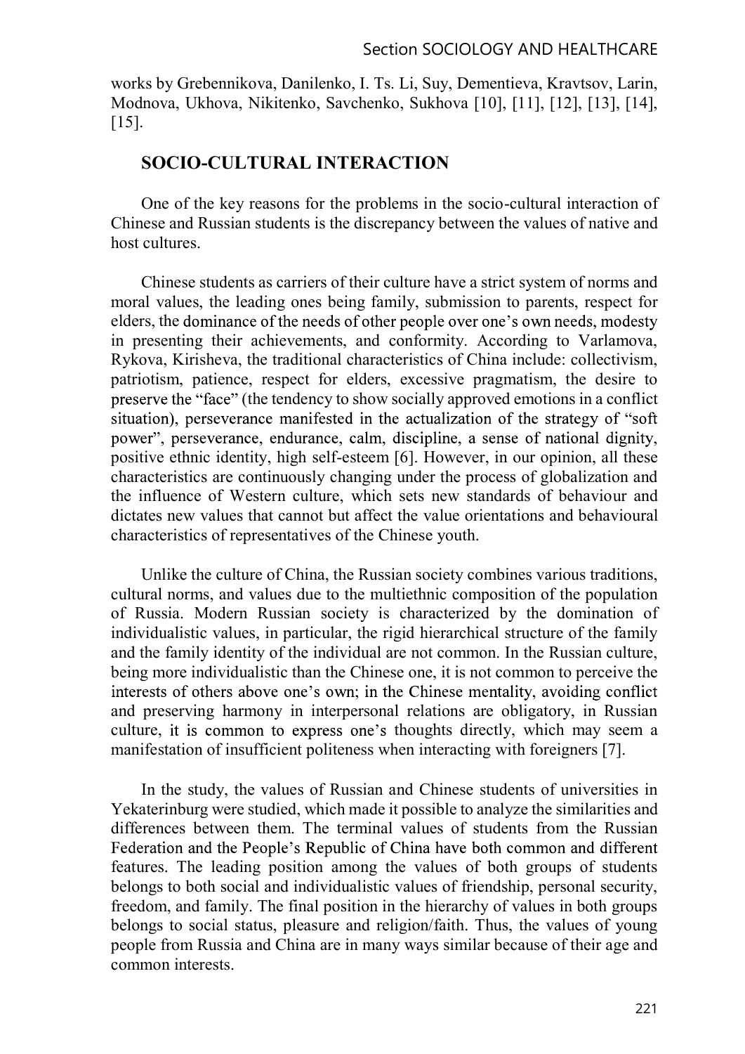works by Grebennikova, Danilenko, I. Ts. Li, Suy, Dementieva, Kravtsov, Larin, Modnova, Ukhova, Nikitenko, Savchenko, Sukhova [10], [11], [12], [13], [14], [15].

## SOCIO-CULTURAL INTERACTION

One of the key reasons for the problems in the socio-cultural interaction of Chinese and Russian students is the discrepancy between the values of native and host cultures.

Chinese students as carriers of their culture have a strict system of norms and moral values, the leading ones being family, submission to parents, respect for elders, the dominance of the needs of other people over one's own needs, modesty in presenting their achievements, and conformity. According to Varlamova, Rykova, Kirisheva, the traditional characteristics of China include: collectivism, patriotism, patience, respect for elders, excessive pragmatism, the desire to preserve the "face" (the tendency to show socially approved emotions in a conflict situation), perseverance manifested in the actualization of the strategy of "soft power", perseverance, endurance, calm, discipline, a sense of national dignity, positive ethnic identity, high self-esteem [6]. However, in our opinion, all these characteristics are continuously changing under the process of globalization and the influence of Western culture, which sets new standards of behaviour and dictates new values that cannot but affect the value orientations and behavioural characteristics of representatives of the Chinese youth.

Unlike the culture of China, the Russian society combines various traditions, cultural norms, and values due to the multiethnic composition of the population of Russia. Modern Russian society is characterized by the domination of individualistic values, in particular, the rigid hierarchical structure of the family and the family identity of the individual are not common. In the Russian culture, being more individualistic than the Chinese one, it is not common to perceive the interests of others above one's own; in the Chinese mentality, avoiding conflict and preserving harmony in interpersonal relations are obligatory, in Russian culture, it is common to express one's thoughts directly, which may seem a manifestation of insufficient politeness when interacting with foreigners [7].

In the study, the values of Russian and Chinese students of universities in Yekaterinburg were studied, which made it possible to analyze the similarities and differences between them. The terminal values of students from the Russian Federation and the People's Republic of China have both common and different features. The leading position among the values of both groups of students belongs to both social and individualistic values of friendship, personal security, freedom, and family. The final position in the hierarchy of values in both groups belongs to social status, pleasure and religion/faith. Thus, the values of young people from Russia and China are in many ways similar because of their age and common interests.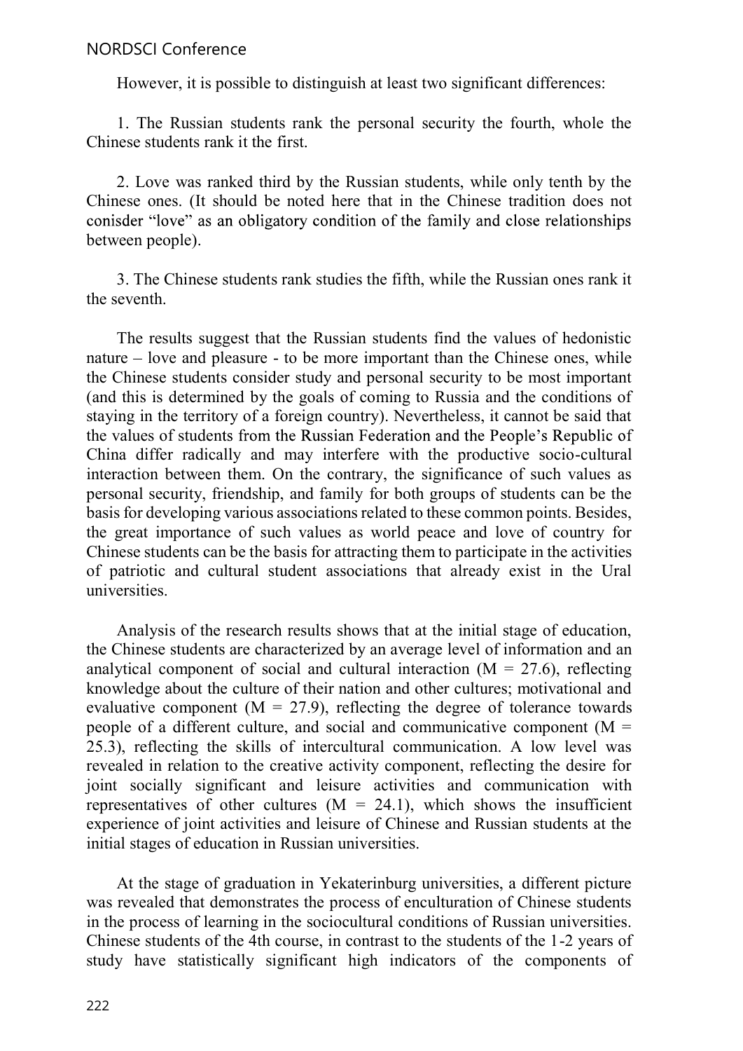However, it is possible to distinguish at least two significant differences:

1. The Russian students rank the personal security the fourth, whole the Chinese students rank it the first.

2. Love was ranked third by the Russian students, while only tenth by the Chinese ones. (It should be noted here that in the Chinese tradition does not conisder "love" as an obligatory condition of the family and close relationships between people).

3. The Chinese students rank studies the fifth, while the Russian ones rank it the seventh.

The results suggest that the Russian students find the values of hedonistic nature – love and pleasure - to be more important than the Chinese ones, while the Chinese students consider study and personal security to be most important (and this is determined by the goals of coming to Russia and the conditions of staying in the territory of a foreign country). Nevertheless, it cannot be said that the values of students from the Russian Federation and the People's Republic of China differ radically and may interfere with the productive socio-cultural interaction between them. On the contrary, the significance of such values as personal security, friendship, and family for both groups of students can be the basis for developing various associations related to these common points. Besides, the great importance of such values as world peace and love of country for Chinese students can be the basis for attracting them to participate in the activities of patriotic and cultural student associations that already exist in the Ural universities.

Analysis of the research results shows that at the initial stage of education, the Chinese students are characterized by an average level of information and an analytical component of social and cultural interaction ($M = 27.6$), reflecting knowledge about the culture of their nation and other cultures; motivational and evaluative component ($M = 27.9$), reflecting the degree of tolerance towards people of a different culture, and social and communicative component ($M = 25.3$), reflecting the skills of intercultural communication. A low level was revealed in relation to the creative activity component, reflecting the desire for joint socially significant and leisure activities and communication with representatives of other cultures ($M = 24.1$), which shows the insufficient experience of joint activities and leisure of Chinese and Russian students at the initial stages of education in Russian universities.

At the stage of graduation in Yekaterinburg universities, a different picture was revealed that demonstrates the process of enculturation of Chinese students in the process of learning in the sociocultural conditions of Russian universities. Chinese students of the 4th course, in contrast to the students of the 1-2 years of study have statistically significant high indicators of the components of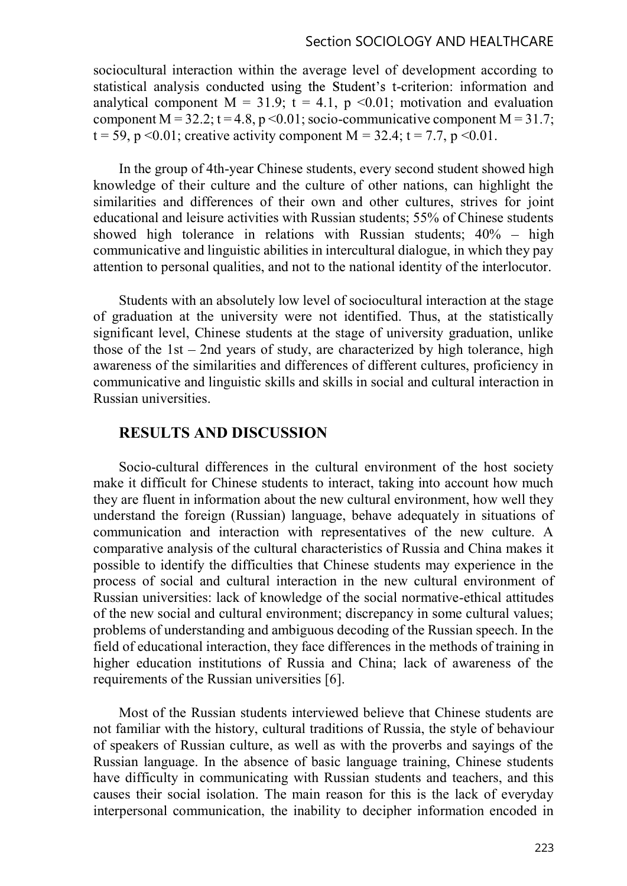sociocultural interaction within the average level of development according to statistical analysis conducted using the Student's t-criterion: information and analytical component $M = 31.9$; $t = 4.1$, $p < 0.01$; motivation and evaluation component $M = 32.2$; $t = 4.8$, $p < 0.01$; socio-communicative component $M = 31.7$; $t = 59$, $p < 0.01$; creative activity component $M = 32.4$; $t = 7.7$, $p < 0.01$.

In the group of 4th-year Chinese students, every second student showed high knowledge of their culture and the culture of other nations, can highlight the similarities and differences of their own and other cultures, strives for joint educational and leisure activities with Russian students; 55% of Chinese students showed high tolerance in relations with Russian students; 40% – high communicative and linguistic abilities in intercultural dialogue, in which they pay attention to personal qualities, and not to the national identity of the interlocutor.

Students with an absolutely low level of sociocultural interaction at the stage of graduation at the university were not identified. Thus, at the statistically significant level, Chinese students at the stage of university graduation, unlike those of the 1st – 2nd years of study, are characterized by high tolerance, high awareness of the similarities and differences of different cultures, proficiency in communicative and linguistic skills and skills in social and cultural interaction in Russian universities.

## RESULTS AND DISCUSSION

Socio-cultural differences in the cultural environment of the host society make it difficult for Chinese students to interact, taking into account how much they are fluent in information about the new cultural environment, how well they understand the foreign (Russian) language, behave adequately in situations of communication and interaction with representatives of the new culture. A comparative analysis of the cultural characteristics of Russia and China makes it possible to identify the difficulties that Chinese students may experience in the process of social and cultural interaction in the new cultural environment of Russian universities: lack of knowledge of the social normative-ethical attitudes of the new social and cultural environment; discrepancy in some cultural values; problems of understanding and ambiguous decoding of the Russian speech. In the field of educational interaction, they face differences in the methods of training in higher education institutions of Russia and China; lack of awareness of the requirements of the Russian universities [6].

Most of the Russian students interviewed believe that Chinese students are not familiar with the history, cultural traditions of Russia, the style of behaviour of speakers of Russian culture, as well as with the proverbs and sayings of the Russian language. In the absence of basic language training, Chinese students have difficulty in communicating with Russian students and teachers, and this causes their social isolation. The main reason for this is the lack of everyday interpersonal communication, the inability to decipher information encoded in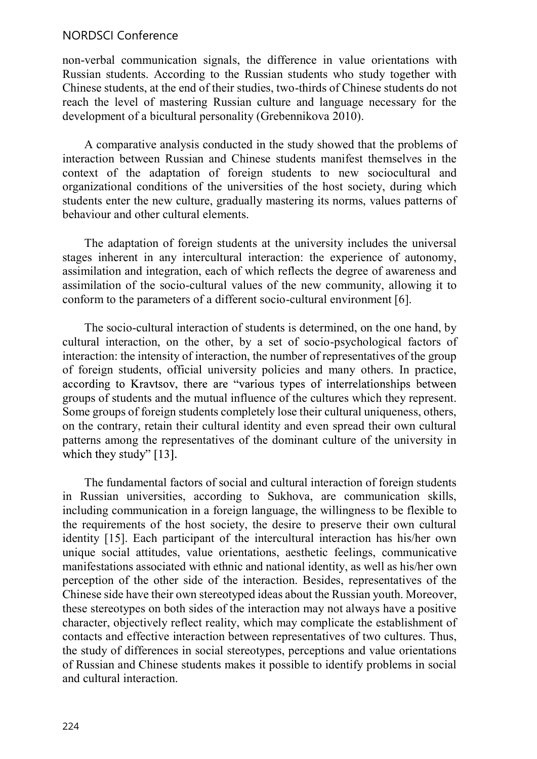non-verbal communication signals, the difference in value orientations with Russian students. According to the Russian students who study together with Chinese students, at the end of their studies, two-thirds of Chinese students do not reach the level of mastering Russian culture and language necessary for the development of a bicultural personality (Grebennikova 2010).

A comparative analysis conducted in the study showed that the problems of interaction between Russian and Chinese students manifest themselves in the context of the adaptation of foreign students to new sociocultural and organizational conditions of the universities of the host society, during which students enter the new culture, gradually mastering its norms, values patterns of behaviour and other cultural elements.

The adaptation of foreign students at the university includes the universal stages inherent in any intercultural interaction: the experience of autonomy, assimilation and integration, each of which reflects the degree of awareness and assimilation of the socio-cultural values of the new community, allowing it to conform to the parameters of a different socio-cultural environment [6].

The socio-cultural interaction of students is determined, on the one hand, by cultural interaction, on the other, by a set of socio-psychological factors of interaction: the intensity of interaction, the number of representatives of the group of foreign students, official university policies and many others. In practice, according to Kravtsov, there are "various types of interrelationships between groups of students and the mutual influence of the cultures which they represent. Some groups of foreign students completely lose their cultural uniqueness, others, on the contrary, retain their cultural identity and even spread their own cultural patterns among the representatives of the dominant culture of the university in which they study" [13].

The fundamental factors of social and cultural interaction of foreign students in Russian universities, according to Sukhova, are communication skills, including communication in a foreign language, the willingness to be flexible to the requirements of the host society, the desire to preserve their own cultural identity [15]. Each participant of the intercultural interaction has his/her own unique social attitudes, value orientations, aesthetic feelings, communicative manifestations associated with ethnic and national identity, as well as his/her own perception of the other side of the interaction. Besides, representatives of the Chinese side have their own stereotyped ideas about the Russian youth. Moreover, these stereotypes on both sides of the interaction may not always have a positive character, objectively reflect reality, which may complicate the establishment of contacts and effective interaction between representatives of two cultures. Thus, the study of differences in social stereotypes, perceptions and value orientations of Russian and Chinese students makes it possible to identify problems in social and cultural interaction.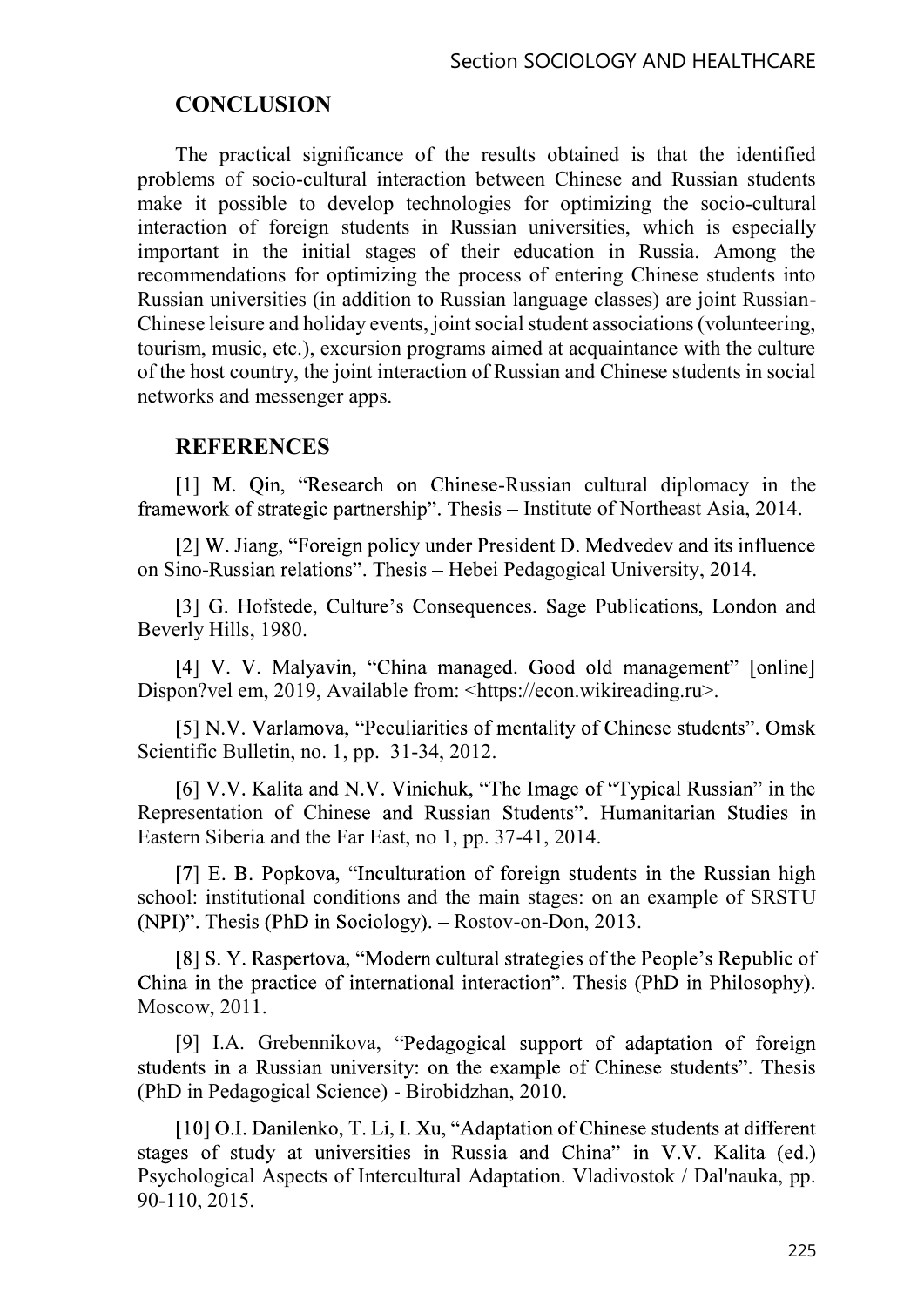## CONCLUSION

The practical significance of the results obtained is that the identified problems of socio-cultural interaction between Chinese and Russian students make it possible to develop technologies for optimizing the socio-cultural interaction of foreign students in Russian universities, which is especially important in the initial stages of their education in Russia. Among the recommendations for optimizing the process of entering Chinese students into Russian universities (in addition to Russian language classes) are joint Russian-Chinese leisure and holiday events, joint social student associations (volunteering, tourism, music, etc.), excursion programs aimed at acquaintance with the culture of the host country, the joint interaction of Russian and Chinese students in social networks and messenger apps.

## REFERENCES

[1] M. Qin, "Research on Chinese-Russian cultural diplomacy in the framework of strategic partnership". Thesis – Institute of Northeast Asia, 2014.

[2] W. Jiang, "Foreign policy under President D. Medvedev and its influence on Sino-Russian relations". Thesis – Hebei Pedagogical University, 2014.

[3] G. Hofstede, Culture's Consequences. Sage Publications, London and Beverly Hills, 1980.

[4] V. V. Malyavin, "China managed. Good old management" [online] Dispon?vel em, 2019, Available from: <https://econ.wikireading.ru>.

[5] N.V. Varlamova, "Peculiarities of mentality of Chinese students". Omsk Scientific Bulletin, no. 1, pp. 31-34, 2012.

[6] V.V. Kalita and N.V. Vinichuk, "The Image of "Typical Russian" in the Representation of Chinese and Russian Students". Humanitarian Studies in Eastern Siberia and the Far East, no 1, pp. 37-41, 2014.

[7] E. B. Popkova, "Inculturation of foreign students in the Russian high school: institutional conditions and the main stages: on an example of SRSTU (NPI)". Thesis (PhD in Sociology). – Rostov-on-Don, 2013.

[8] S. Y. Raspertova, "Modern cultural strategies of the People's Republic of China in the practice of international interaction". Thesis (PhD in Philosophy). Moscow, 2011.

[9] I.A. Grebennikova, "Pedagogical support of adaptation of foreign students in a Russian university: on the example of Chinese students". Thesis (PhD in Pedagogical Science) - Birobidzhan, 2010.

[10] O.I. Danilenko, T. Li, I. Xu, "Adaptation of Chinese students at different stages of study at universities in Russia and China" in V.V. Kalita (ed.) Psychological Aspects of Intercultural Adaptation. Vladivostok / Dal'nauka, pp. 90-110, 2015.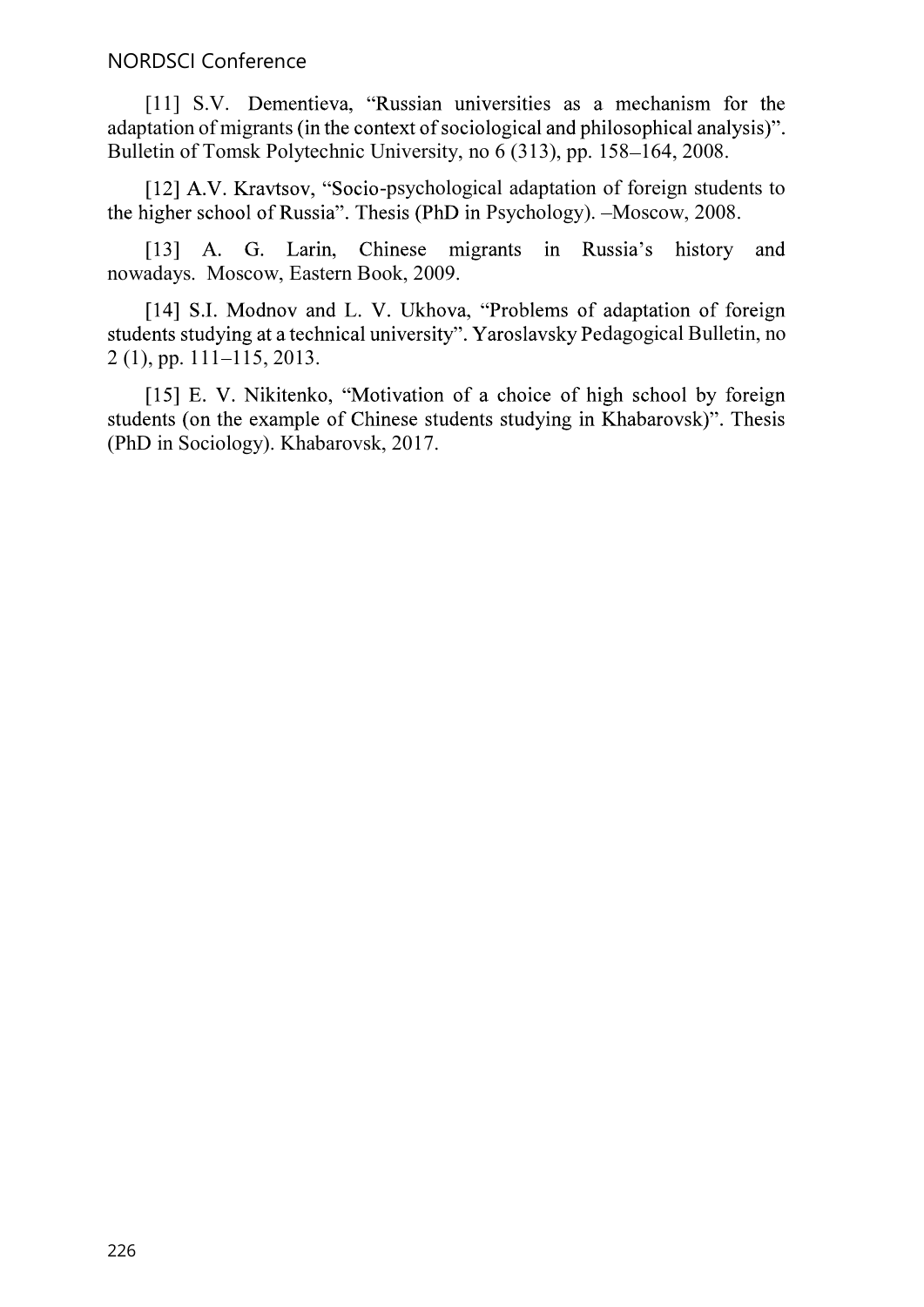[11] S.V. Dementieva, "Russian universities as a mechanism for the adaptation of migrants (in the context of sociological and philosophical analysis)". Bulletin of Tomsk Polytechnic University, no 6 (313), pp. 158–164, 2008.

[12] A.V. Kravtsov, "Socio-psychological adaptation of foreign students to the higher school of Russia". Thesis (PhD in Psychology). –Moscow, 2008.

[13] A. G. Larin, Chinese migrants in Russia's history and nowadays. Moscow, Eastern Book, 2009.

[14] S.I. Modnov and L. V. Ukhova, "Problems of adaptation of foreign students studying at a technical university". Yaroslavsky Pedagogical Bulletin, no 2 (1), pp. 111–115, 2013.

[15] E. V. Nikitenko, "Motivation of a choice of high school by foreign students (on the example of Chinese students studying in Khabarovsk)". Thesis (PhD in Sociology). Khabarovsk, 2017.